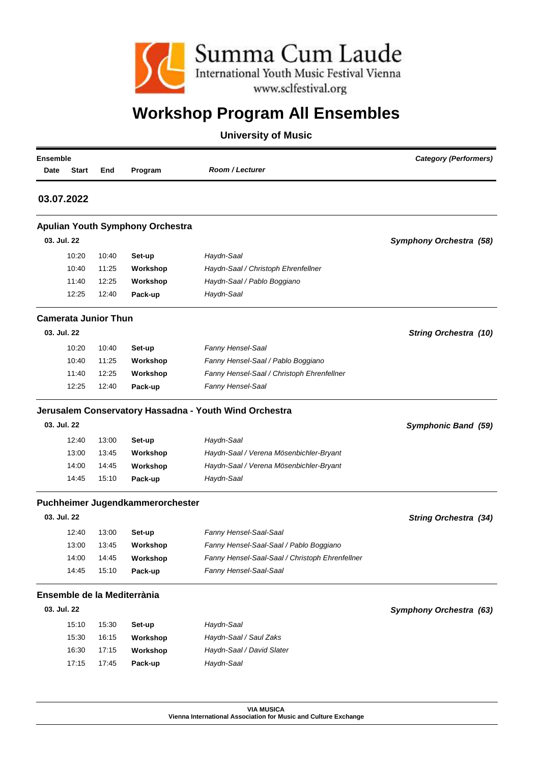Summa Cum Laude
International Youth Music Festival Vienna
www.sclfestival.org

# Workshop Program All Ensembles

**University of Music**

| Ensemble | | | | | Category (Performers) |
|---|---|---|---|---|---|
| Date | Start | End | Program | Room / Lecturer | |

## 03.07.2022

### Apulian Youth Symphony Orchestra

**03. Jul. 22** — ***Symphony Orchestra (58)***

| Start | End | Program | Room / Lecturer |
|---|---|---|---|
| 10:20 | 10:40 | **Set-up** | *Haydn-Saal* |
| 10:40 | 11:25 | **Workshop** | *Haydn-Saal / Christoph Ehrenfellner* |
| 11:40 | 12:25 | **Workshop** | *Haydn-Saal / Pablo Boggiano* |
| 12:25 | 12:40 | **Pack-up** | *Haydn-Saal* |

### Camerata Junior Thun

**03. Jul. 22** — ***String Orchestra (10)***

| Start | End | Program | Room / Lecturer |
|---|---|---|---|
| 10:20 | 10:40 | **Set-up** | *Fanny Hensel-Saal* |
| 10:40 | 11:25 | **Workshop** | *Fanny Hensel-Saal / Pablo Boggiano* |
| 11:40 | 12:25 | **Workshop** | *Fanny Hensel-Saal / Christoph Ehrenfellner* |
| 12:25 | 12:40 | **Pack-up** | *Fanny Hensel-Saal* |

### Jerusalem Conservatory Hassadna - Youth Wind Orchestra

**03. Jul. 22** — ***Symphonic Band (59)***

| Start | End | Program | Room / Lecturer |
|---|---|---|---|
| 12:40 | 13:00 | **Set-up** | *Haydn-Saal* |
| 13:00 | 13:45 | **Workshop** | *Haydn-Saal / Verena Mösenbichler-Bryant* |
| 14:00 | 14:45 | **Workshop** | *Haydn-Saal / Verena Mösenbichler-Bryant* |
| 14:45 | 15:10 | **Pack-up** | *Haydn-Saal* |

### Puchheimer Jugendkammerorchester

**03. Jul. 22** — ***String Orchestra (34)***

| Start | End | Program | Room / Lecturer |
|---|---|---|---|
| 12:40 | 13:00 | **Set-up** | *Fanny Hensel-Saal-Saal* |
| 13:00 | 13:45 | **Workshop** | *Fanny Hensel-Saal-Saal / Pablo Boggiano* |
| 14:00 | 14:45 | **Workshop** | *Fanny Hensel-Saal-Saal / Christoph Ehrenfellner* |
| 14:45 | 15:10 | **Pack-up** | *Fanny Hensel-Saal-Saal* |

### Ensemble de la Mediterrània

**03. Jul. 22** — ***Symphony Orchestra (63)***

| Start | End | Program | Room / Lecturer |
|---|---|---|---|
| 15:10 | 15:30 | **Set-up** | *Haydn-Saal* |
| 15:30 | 16:15 | **Workshop** | *Haydn-Saal / Saul Zaks* |
| 16:30 | 17:15 | **Workshop** | *Haydn-Saal / David Slater* |
| 17:15 | 17:45 | **Pack-up** | *Haydn-Saal* |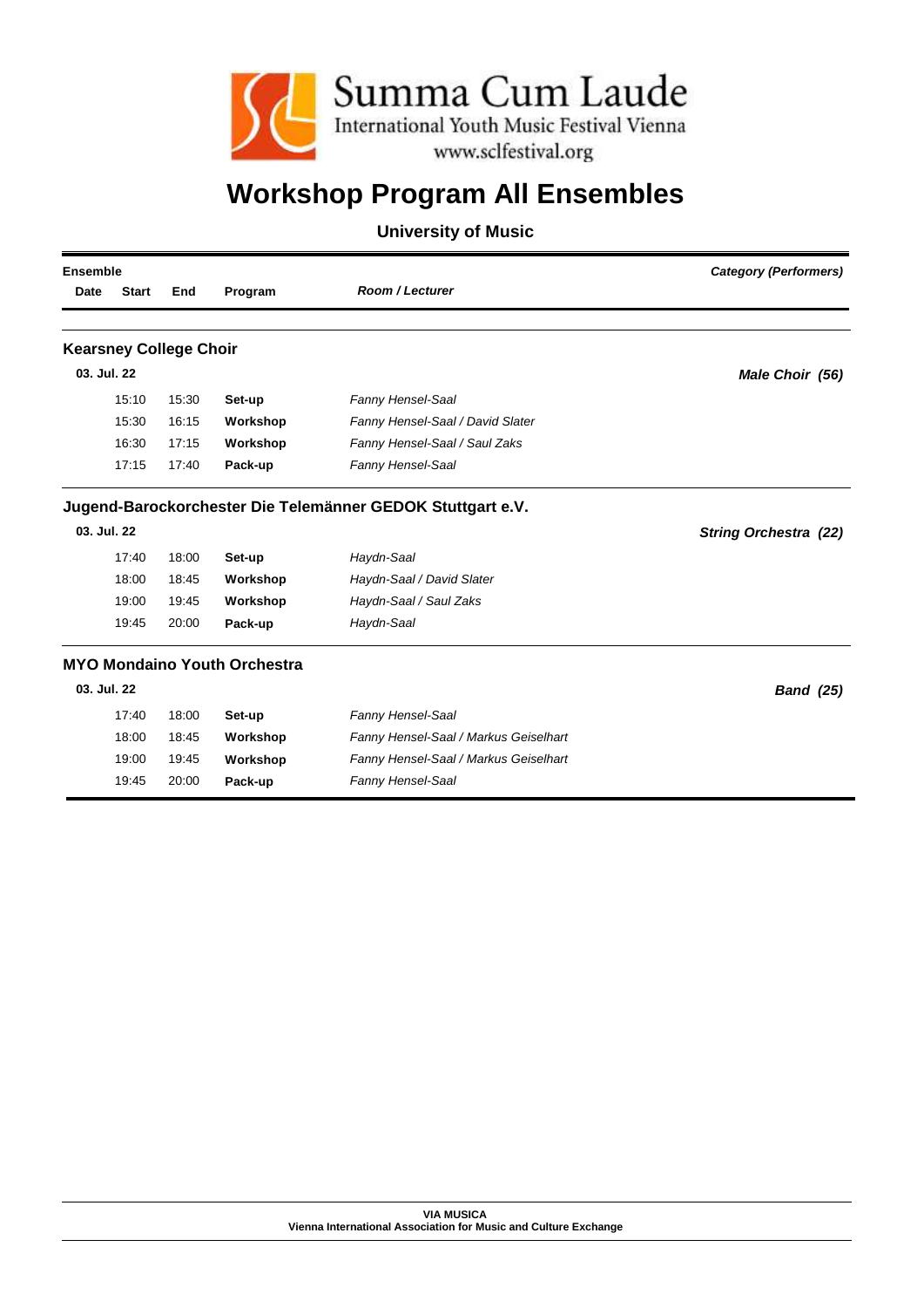Summa Cum Laude
International Youth Music Festival Vienna
www.sclfestival.org

# Workshop Program All Ensembles

**University of Music**

| Ensemble | | | | | *Category (Performers)* |
|---|---|---|---|---|---|
| **Date** | **Start** | **End** | **Program** | ***Room / Lecturer*** | |
| **Kearsney College Choir** | | | | | |
| **03. Jul. 22** | | | | | ***Male Choir (56)*** |
| | 15:10 | 15:30 | **Set-up** | *Fanny Hensel-Saal* | |
| | 15:30 | 16:15 | **Workshop** | *Fanny Hensel-Saal / David Slater* | |
| | 16:30 | 17:15 | **Workshop** | *Fanny Hensel-Saal / Saul Zaks* | |
| | 17:15 | 17:40 | **Pack-up** | *Fanny Hensel-Saal* | |
| **Jugend-Barockorchester Die Telemänner GEDOK Stuttgart e.V.** | | | | | |
| **03. Jul. 22** | | | | | ***String Orchestra (22)*** |
| | 17:40 | 18:00 | **Set-up** | *Haydn-Saal* | |
| | 18:00 | 18:45 | **Workshop** | *Haydn-Saal / David Slater* | |
| | 19:00 | 19:45 | **Workshop** | *Haydn-Saal / Saul Zaks* | |
| | 19:45 | 20:00 | **Pack-up** | *Haydn-Saal* | |
| **MYO Mondaino Youth Orchestra** | | | | | |
| **03. Jul. 22** | | | | | ***Band (25)*** |
| | 17:40 | 18:00 | **Set-up** | *Fanny Hensel-Saal* | |
| | 18:00 | 18:45 | **Workshop** | *Fanny Hensel-Saal / Markus Geiselhart* | |
| | 19:00 | 19:45 | **Workshop** | *Fanny Hensel-Saal / Markus Geiselhart* | |
| | 19:45 | 20:00 | **Pack-up** | *Fanny Hensel-Saal* | |

**VIA MUSICA**
**Vienna International Association for Music and Culture Exchange**